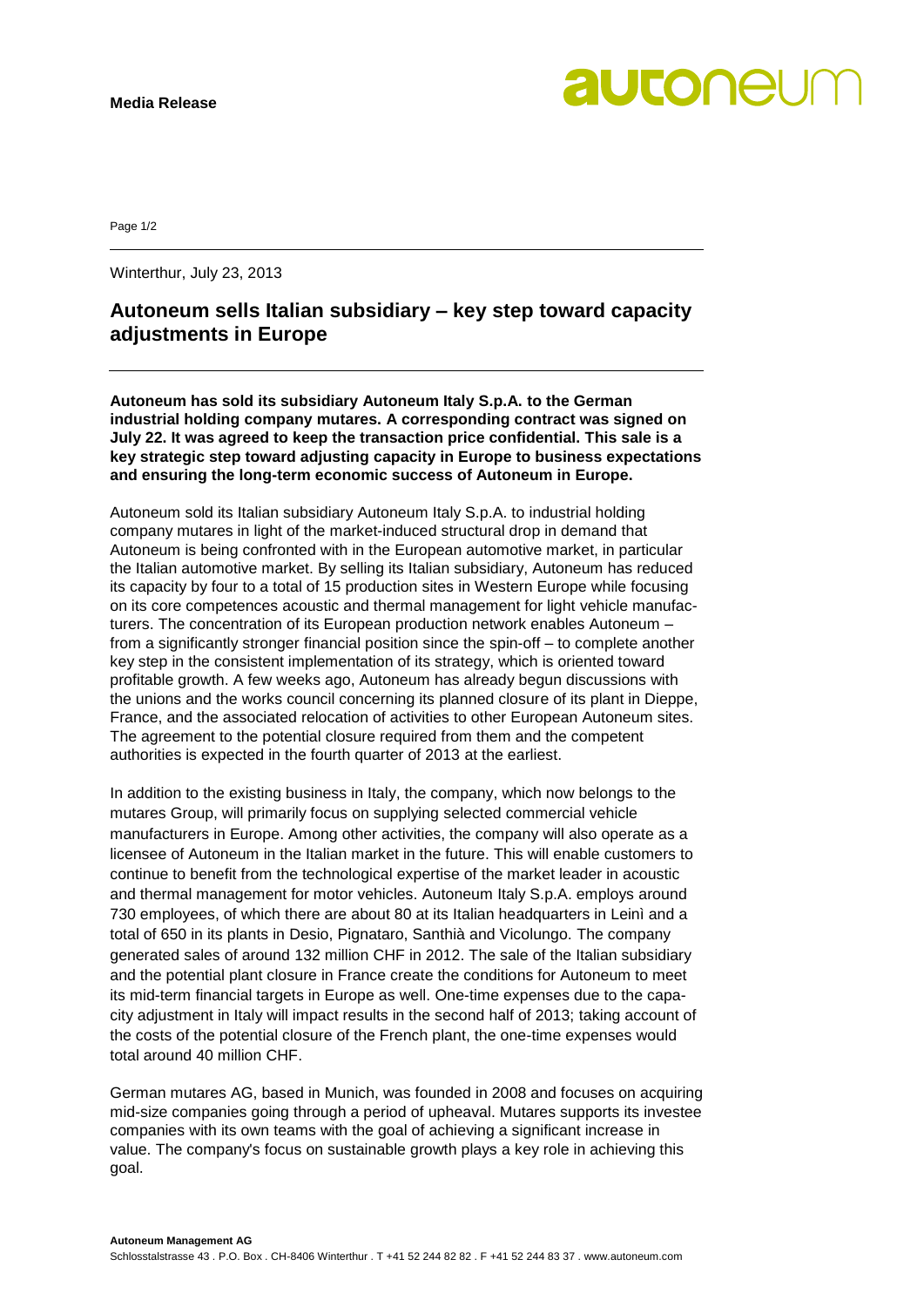**Media Release**

Winterthur, July 23, 2013

# Autoneum sells Italian subsidiary – key step toward capacity adjustments in Europe

**Autoneum has sold its subsidiary Autoneum Italy S.p.A. to the German industrial holding company mutares. A corresponding contract was signed on July 22. It was agreed to keep the transaction price confidential. This sale is a key strategic step toward adjusting capacity in Europe to business expectations and ensuring the long-term economic success of Autoneum in Europe.**

Autoneum sold its Italian subsidiary Autoneum Italy S.p.A. to industrial holding company mutares in light of the market-induced structural drop in demand that Autoneum is being confronted with in the European automotive market, in particular the Italian automotive market. By selling its Italian subsidiary, Autoneum has reduced its capacity by four to a total of 15 production sites in Western Europe while focusing on its core competences acoustic and thermal management for light vehicle manufacturers. The concentration of its European production network enables Autoneum – from a significantly stronger financial position since the spin-off – to complete another key step in the consistent implementation of its strategy, which is oriented toward profitable growth. A few weeks ago, Autoneum has already begun discussions with the unions and the works council concerning its planned closure of its plant in Dieppe, France, and the associated relocation of activities to other European Autoneum sites. The agreement to the potential closure required from them and the competent authorities is expected in the fourth quarter of 2013 at the earliest.

In addition to the existing business in Italy, the company, which now belongs to the mutares Group, will primarily focus on supplying selected commercial vehicle manufacturers in Europe. Among other activities, the company will also operate as a licensee of Autoneum in the Italian market in the future. This will enable customers to continue to benefit from the technological expertise of the market leader in acoustic and thermal management for motor vehicles. Autoneum Italy S.p.A. employs around 730 employees, of which there are about 80 at its Italian headquarters in Leinì and a total of 650 in its plants in Desio, Pignataro, Santhià and Vicolungo. The company generated sales of around 132 million CHF in 2012. The sale of the Italian subsidiary and the potential plant closure in France create the conditions for Autoneum to meet its mid-term financial targets in Europe as well. One-time expenses due to the capacity adjustment in Italy will impact results in the second half of 2013; taking account of the costs of the potential closure of the French plant, the one-time expenses would total around 40 million CHF.

German mutares AG, based in Munich, was founded in 2008 and focuses on acquiring mid-size companies going through a period of upheaval. Mutares supports its investee companies with its own teams with the goal of achieving a significant increase in value. The company's focus on sustainable growth plays a key role in achieving this goal.

**Autoneum Management AG**
Schlosstalstrasse 43 . P.O. Box . CH-8406 Winterthur . T +41 52 244 82 82 . F +41 52 244 83 37 . www.autoneum.com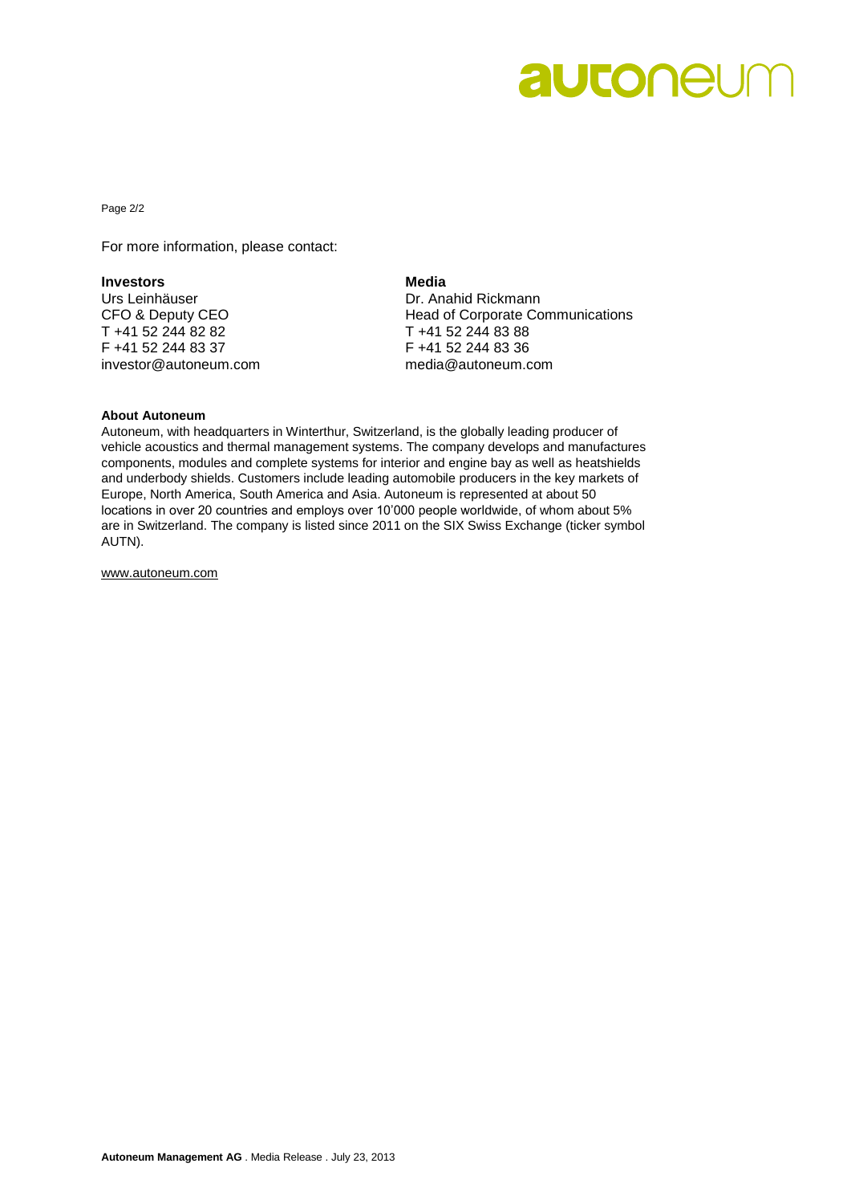For more information, please contact:

**Investors**
Urs Leinhäuser
CFO & Deputy CEO
T +41 52 244 82 82
F +41 52 244 83 37
investor@autoneum.com

**Media**
Dr. Anahid Rickmann
Head of Corporate Communications
T +41 52 244 83 88
F +41 52 244 83 36
media@autoneum.com

**About Autoneum**

Autoneum, with headquarters in Winterthur, Switzerland, is the globally leading producer of vehicle acoustics and thermal management systems. The company develops and manufactures components, modules and complete systems for interior and engine bay as well as heatshields and underbody shields. Customers include leading automobile producers in the key markets of Europe, North America, South America and Asia. Autoneum is represented at about 50 locations in over 20 countries and employs over 10'000 people worldwide, of whom about 5% are in Switzerland. The company is listed since 2011 on the SIX Swiss Exchange (ticker symbol AUTN).

www.autoneum.com